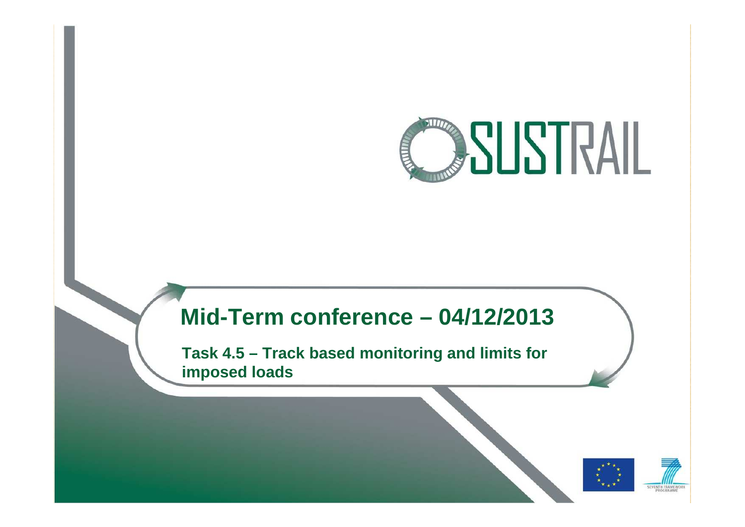# SUSTRAIL

## Mid-Term conference – 04/12/2013

**Task 4.5 – Track based monitoring and limits for imposed loads**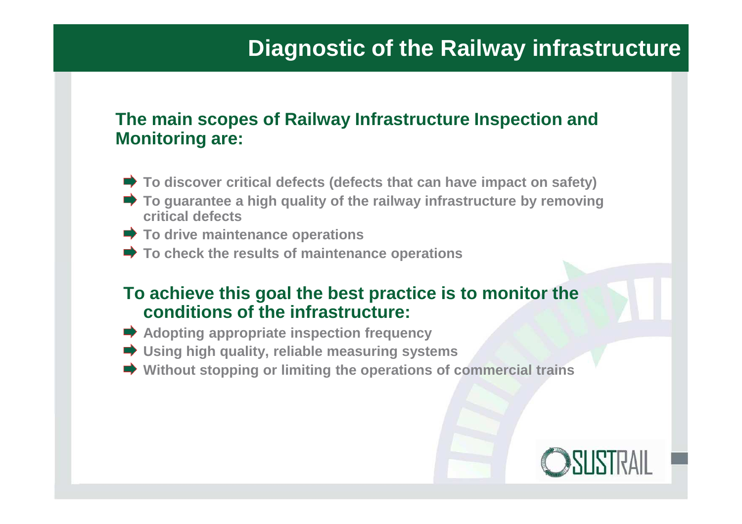# Diagnostic of the Railway infrastructure

**The main scopes of Railway Infrastructure Inspection and Monitoring are:**

- To discover critical defects (defects that can have impact on safety)
- To guarantee a high quality of the railway infrastructure by removing critical defects
- To drive maintenance operations
- To check the results of maintenance operations

**To achieve this goal the best practice is to monitor the conditions of the infrastructure:**

- Adopting appropriate inspection frequency
- Using high quality, reliable measuring systems
- Without stopping or limiting the operations of commercial trains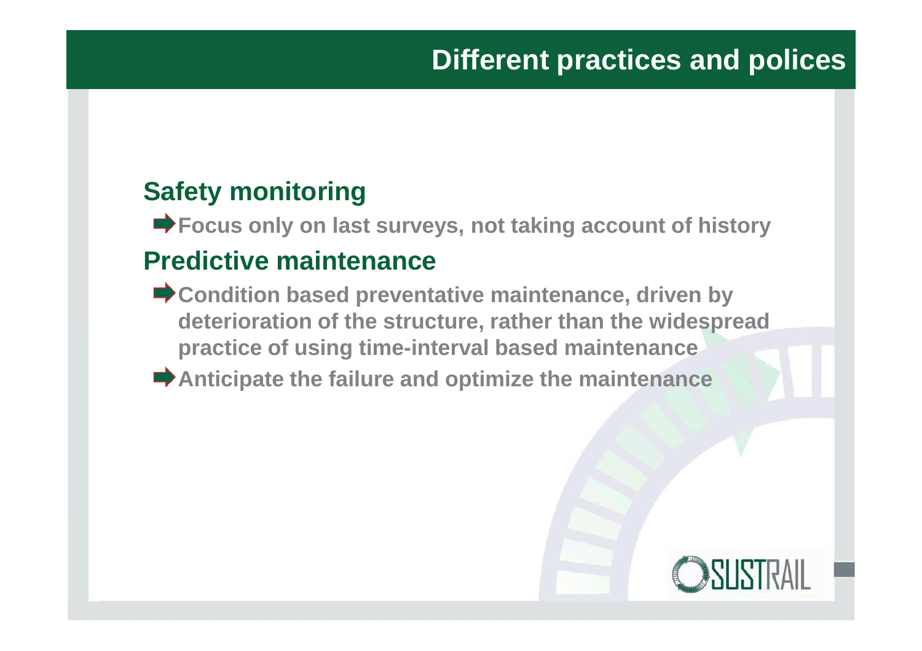# Different practices and polices

## Safety monitoring

- Focus only on last surveys, not taking account of history

## Predictive maintenance

- Condition based preventative maintenance, driven by deterioration of the structure, rather than the widespread practice of using time-interval based maintenance
- Anticipate the failure and optimize the maintenance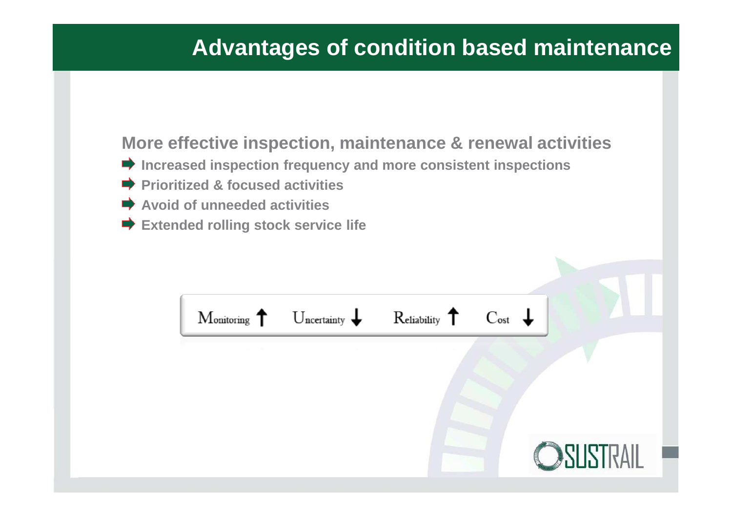# Advantages of condition based maintenance

**More effective inspection, maintenance & renewal activities**

- **Increased inspection frequency and more consistent inspections**
- **Prioritized & focused activities**
- **Avoid of unneeded activities**
- **Extended rolling stock service life**

Monitoring ↑ Uncertainty ↓ Reliability ↑ Cost ↓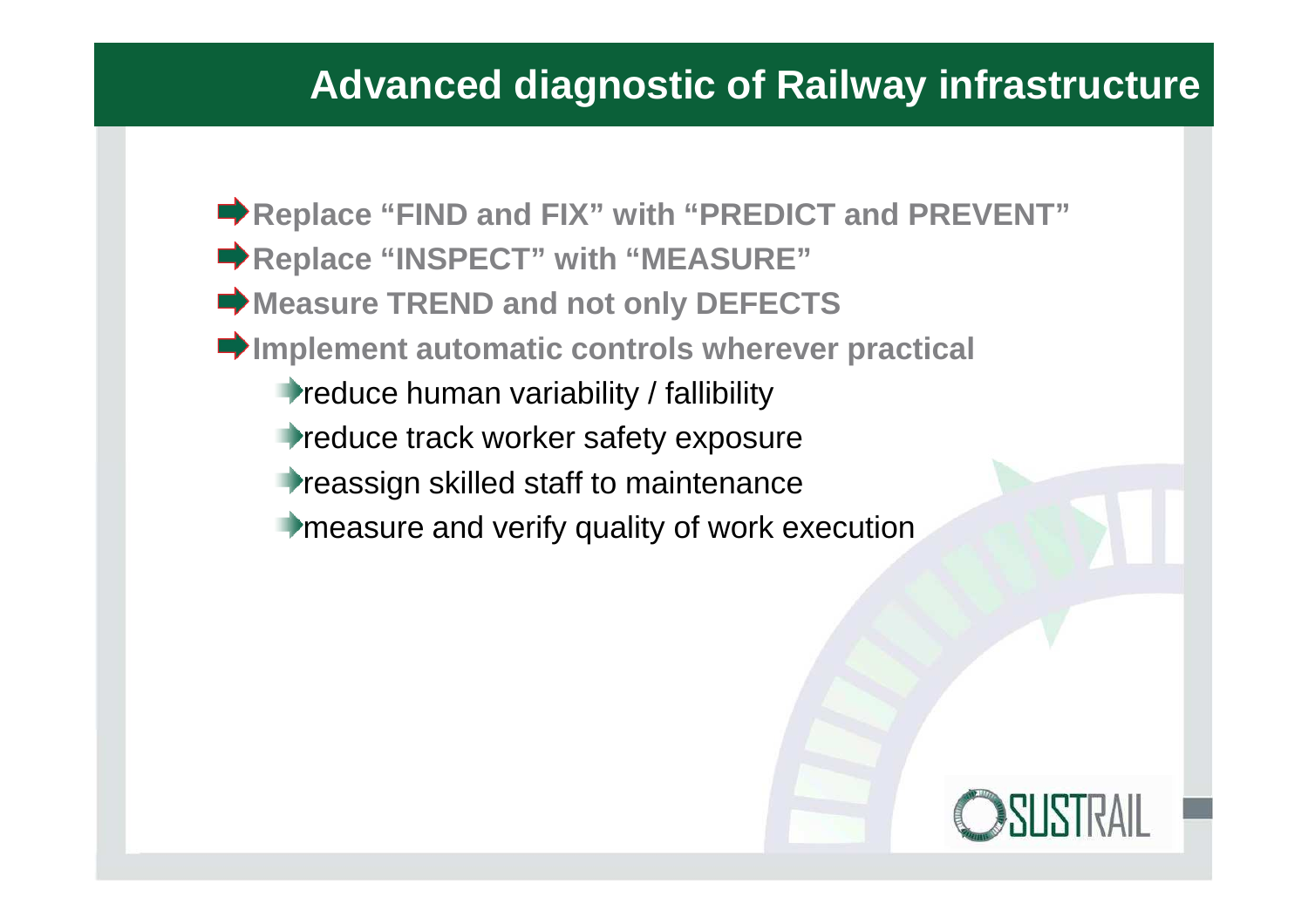# Advanced diagnostic of Railway infrastructure

- **Replace “FIND and FIX” with “PREDICT and PREVENT”**
- **Replace “INSPECT” with “MEASURE”**
- **Measure TREND and not only DEFECTS**
- **Implement automatic controls wherever practical**
  - reduce human variability / fallibility
  - reduce track worker safety exposure
  - reassign skilled staff to maintenance
  - measure and verify quality of work execution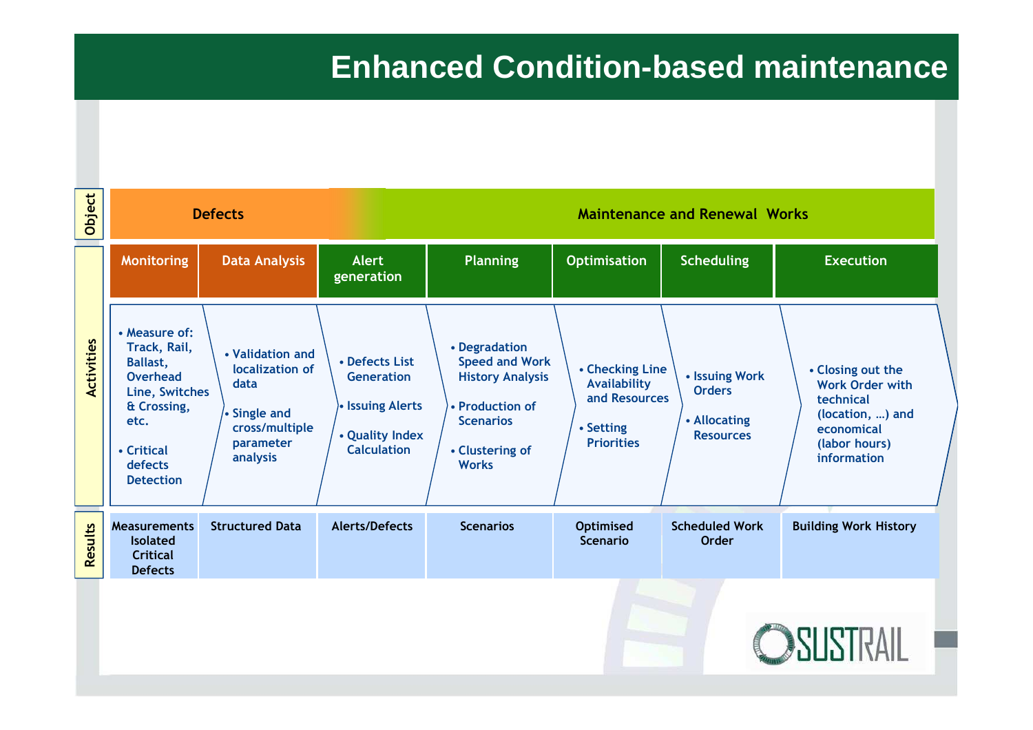# Enhanced Condition-based maintenance

| | Monitoring | Data Analysis | Alert generation | Planning | Optimisation | Scheduling | Execution |
|---|---|---|---|---|---|---|---|
| **Object** | Defects | | | Maintenance and Renewal Works | | | |
| **Activities** | • Measure of: Track, Rail, Ballast, Overhead Line, Switches & Crossing, etc.<br>• Critical defects Detection | • Validation and localization of data<br>• Single and cross/multiple parameter analysis | • Defects List Generation<br>• Issuing Alerts<br>• Quality Index Calculation | • Degradation Speed and Work History Analysis<br>• Production of Scenarios<br>• Clustering of Works | • Checking Line Availability and Resources<br>• Setting Priorities | • Issuing Work Orders<br>• Allocating Resources | • Closing out the Work Order with technical (location, …) and economical (labor hours) information |
| **Results** | Measurements Isolated Critical Defects | Structured Data | Alerts/Defects | Scenarios | Optimised Scenario | Scheduled Work Order | Building Work History |

SUSTRAIL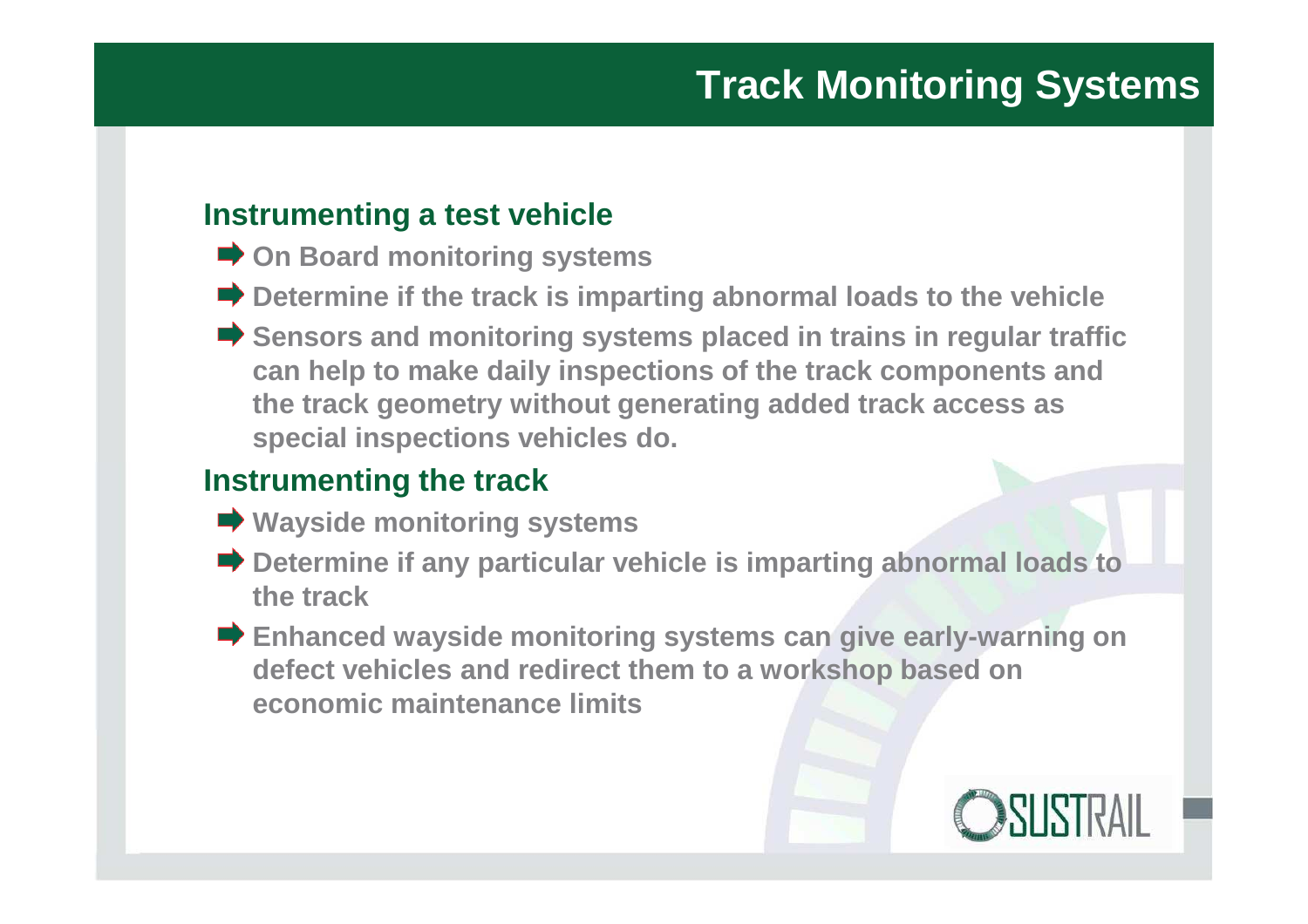# Track Monitoring Systems

## Instrumenting a test vehicle

- On Board monitoring systems
- Determine if the track is imparting abnormal loads to the vehicle
- Sensors and monitoring systems placed in trains in regular traffic can help to make daily inspections of the track components and the track geometry without generating added track access as special inspections vehicles do.

## Instrumenting the track

- Wayside monitoring systems
- Determine if any particular vehicle is imparting abnormal loads to the track
- Enhanced wayside monitoring systems can give early-warning on defect vehicles and redirect them to a workshop based on economic maintenance limits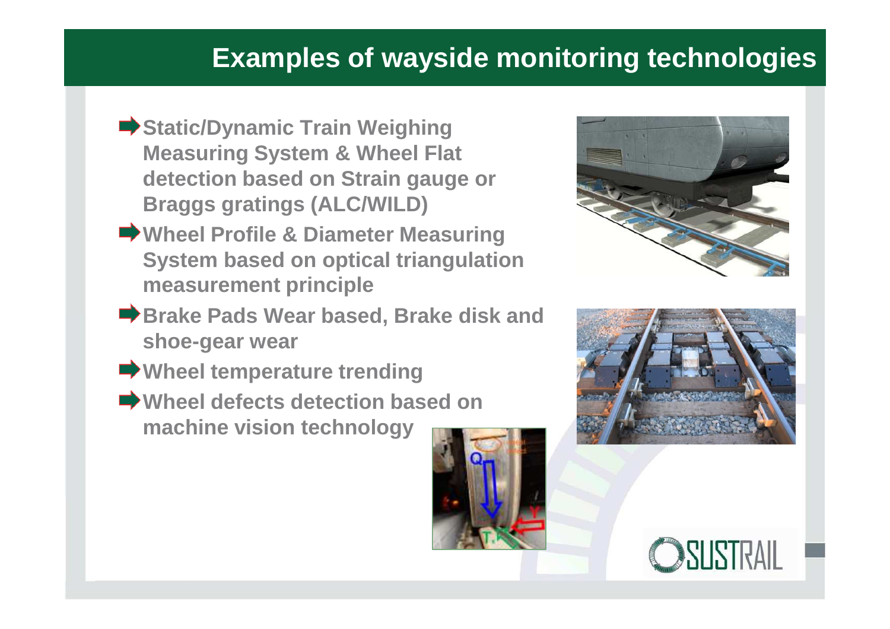# Examples of wayside monitoring technologies

- **Static/Dynamic Train Weighing Measuring System & Wheel Flat detection based on Strain gauge or Braggs gratings (ALC/WILD)**
- **Wheel Profile & Diameter Measuring System based on optical triangulation measurement principle**
- **Brake Pads Wear based, Brake disk and shoe-gear wear**
- **Wheel temperature trending**
- **Wheel defects detection based on machine vision technology**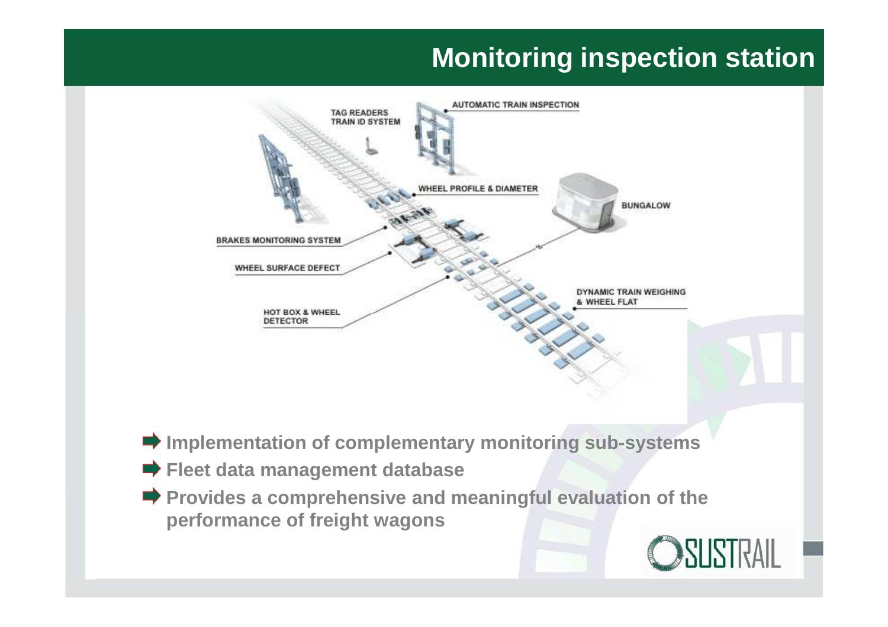# Monitoring inspection station

TAG READERS TRAIN ID SYSTEM

AUTOMATIC TRAIN INSPECTION

WHEEL PROFILE & DIAMETER

BUNGALOW

BRAKES MONITORING SYSTEM

WHEEL SURFACE DEFECT

DYNAMIC TRAIN WEIGHING & WHEEL FLAT

HOT BOX & WHEEL DETECTOR

- **Implementation of complementary monitoring sub-systems**
- **Fleet data management database**
- **Provides a comprehensive and meaningful evaluation of the performance of freight wagons**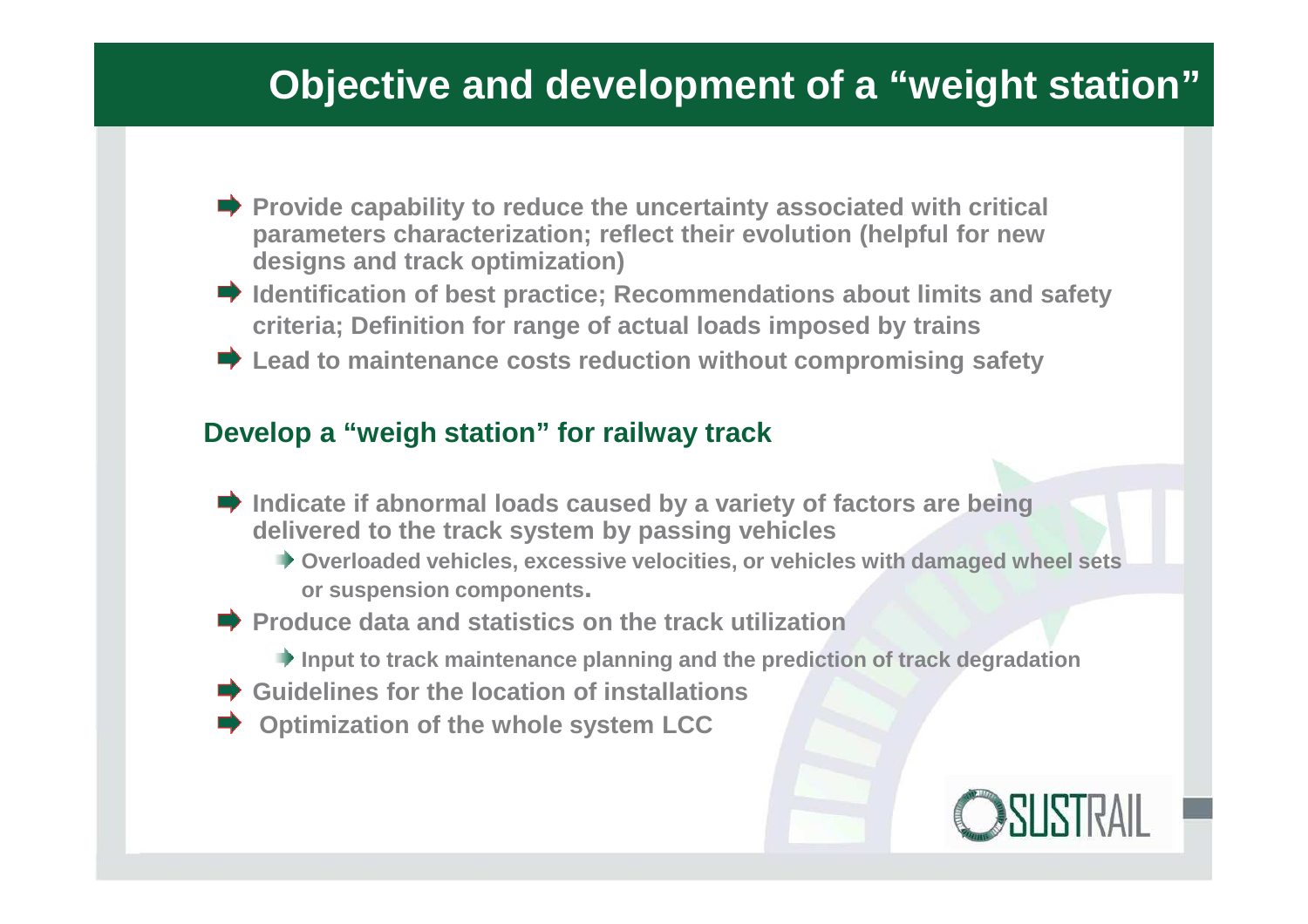# Objective and development of a “weight station”

- Provide capability to reduce the uncertainty associated with critical parameters characterization; reflect their evolution (helpful for new designs and track optimization)
- Identification of best practice; Recommendations about limits and safety criteria; Definition for range of actual loads imposed by trains
- Lead to maintenance costs reduction without compromising safety

## Develop a “weigh station” for railway track

- Indicate if abnormal loads caused by a variety of factors are being delivered to the track system by passing vehicles
  - Overloaded vehicles, excessive velocities, or vehicles with damaged wheel sets or suspension components.
- Produce data and statistics on the track utilization
  - Input to track maintenance planning and the prediction of track degradation
- Guidelines for the location of installations
- Optimization of the whole system LCC

SUSTRAIL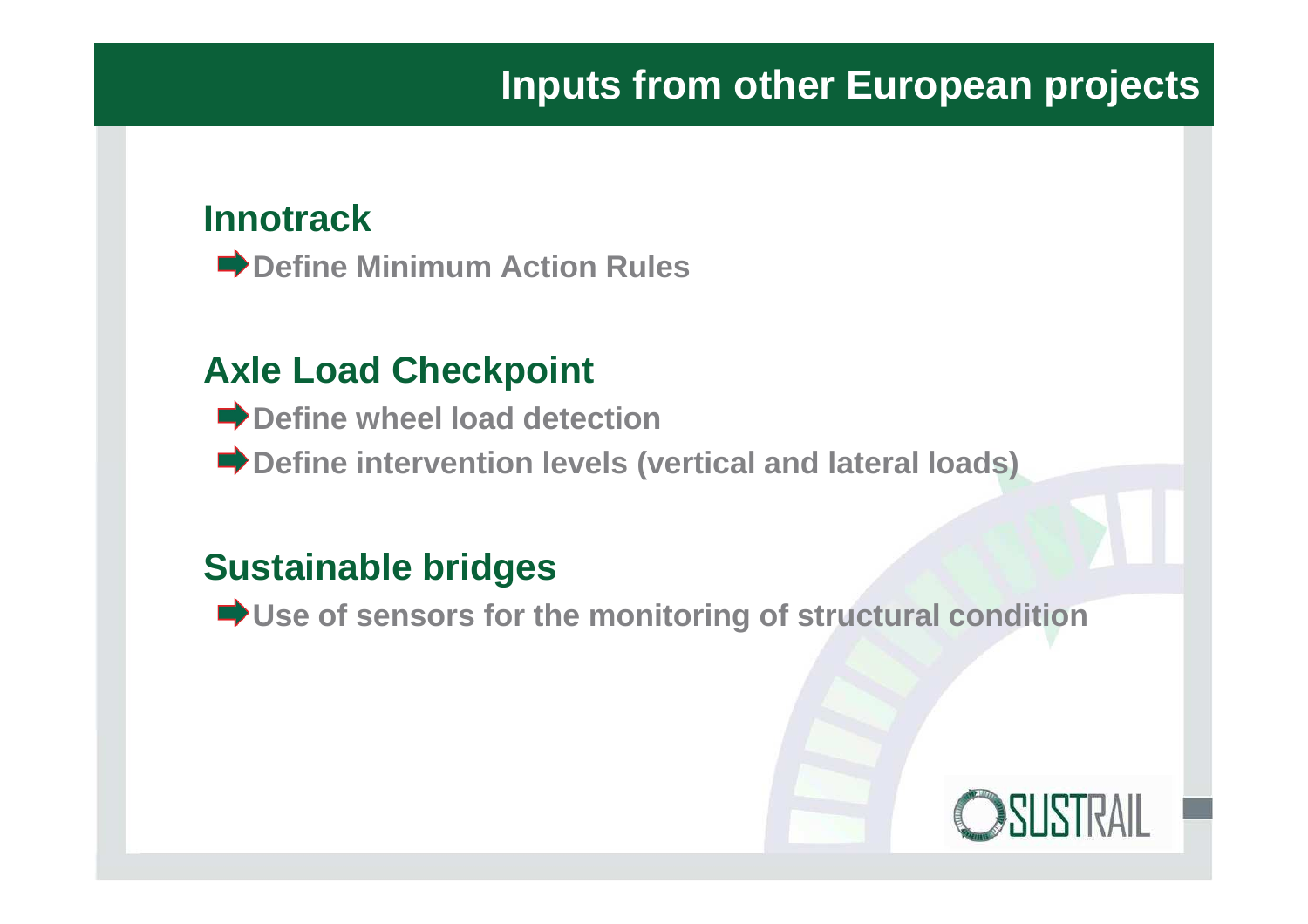# Inputs from other European projects

## Innotrack

- Define Minimum Action Rules

## Axle Load Checkpoint

- Define wheel load detection
- Define intervention levels (vertical and lateral loads)

## Sustainable bridges

- Use of sensors for the monitoring of structural condition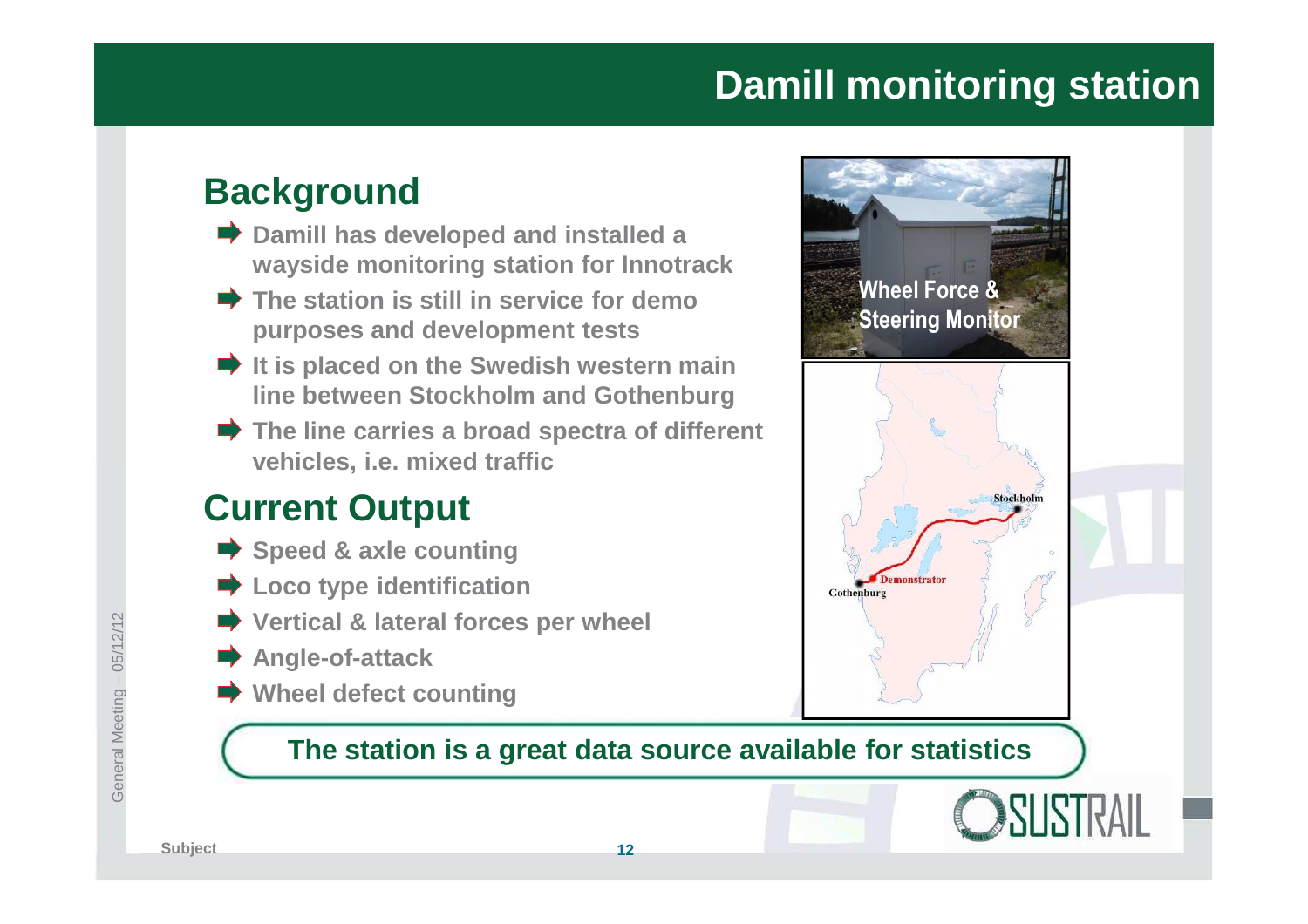# Damill monitoring station

## Background

- Damill has developed and installed a wayside monitoring station for Innotrack
- The station is still in service for demo purposes and development tests
- It is placed on the Swedish western main line between Stockholm and Gothenburg
- The line carries a broad spectra of different vehicles, i.e. mixed traffic

## Current Output

- Speed & axle counting
- Loco type identification
- Vertical & lateral forces per wheel
- Angle-of-attack
- Wheel defect counting

Wheel Force & Steering Monitor

Stockholm

Demonstrator

Gothenburg

**The station is a great data source available for statistics**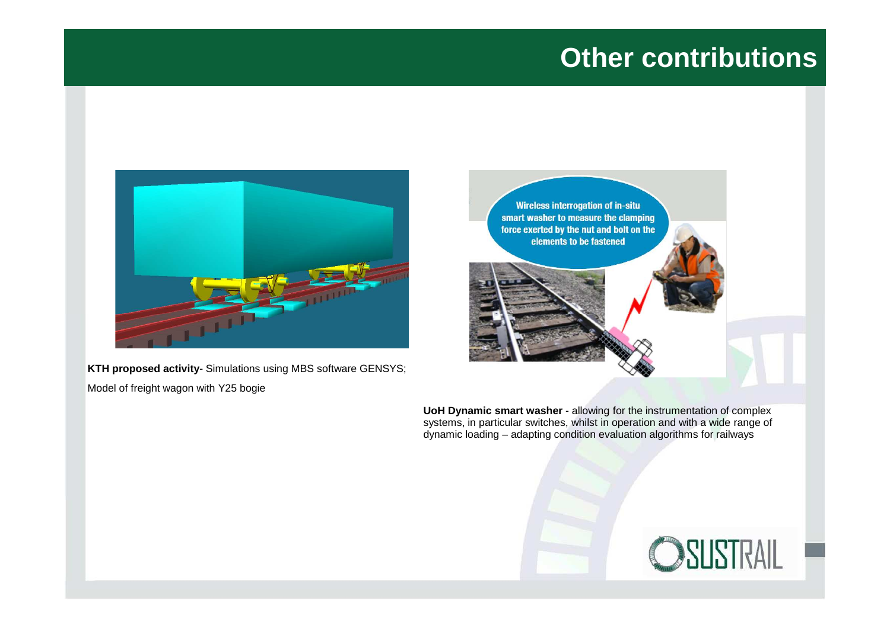# Other contributions

**KTH proposed activity**- Simulations using MBS software GENSYS;

Model of freight wagon with Y25 bogie

Wireless interrogation of in-situ smart washer to measure the clamping force exerted by the nut and bolt on the elements to be fastened

**UoH Dynamic smart washer** - allowing for the instrumentation of complex systems, in particular switches, whilst in operation and with a wide range of dynamic loading – adapting condition evaluation algorithms for railways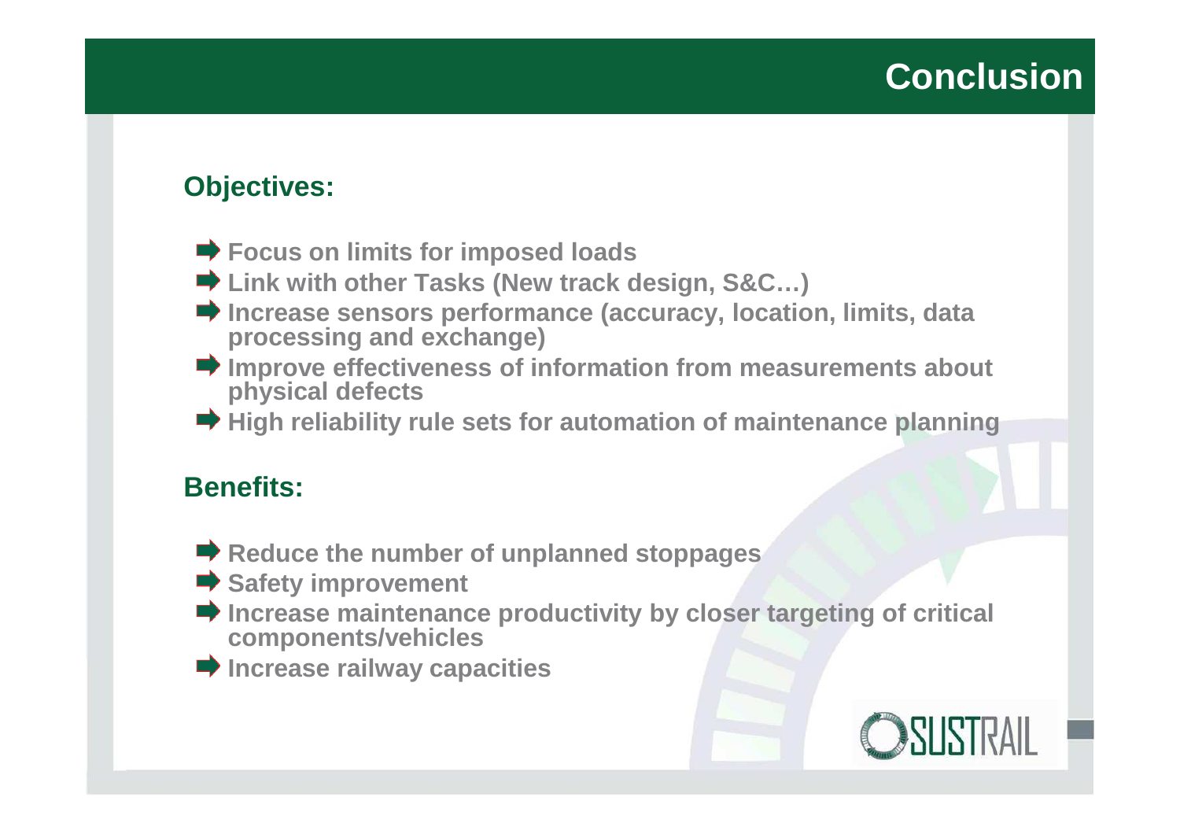# Conclusion

## Objectives:

- Focus on limits for imposed loads
- Link with other Tasks (New track design, S&C…)
- Increase sensors performance (accuracy, location, limits, data processing and exchange)
- Improve effectiveness of information from measurements about physical defects
- High reliability rule sets for automation of maintenance planning

## Benefits:

- Reduce the number of unplanned stoppages
- Safety improvement
- Increase maintenance productivity by closer targeting of critical components/vehicles
- Increase railway capacities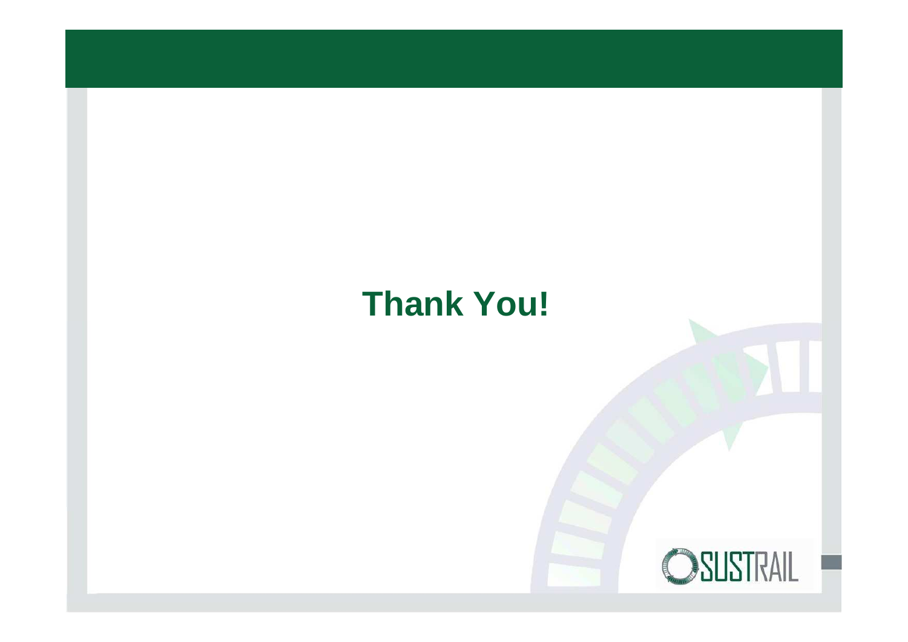**Thank You!**